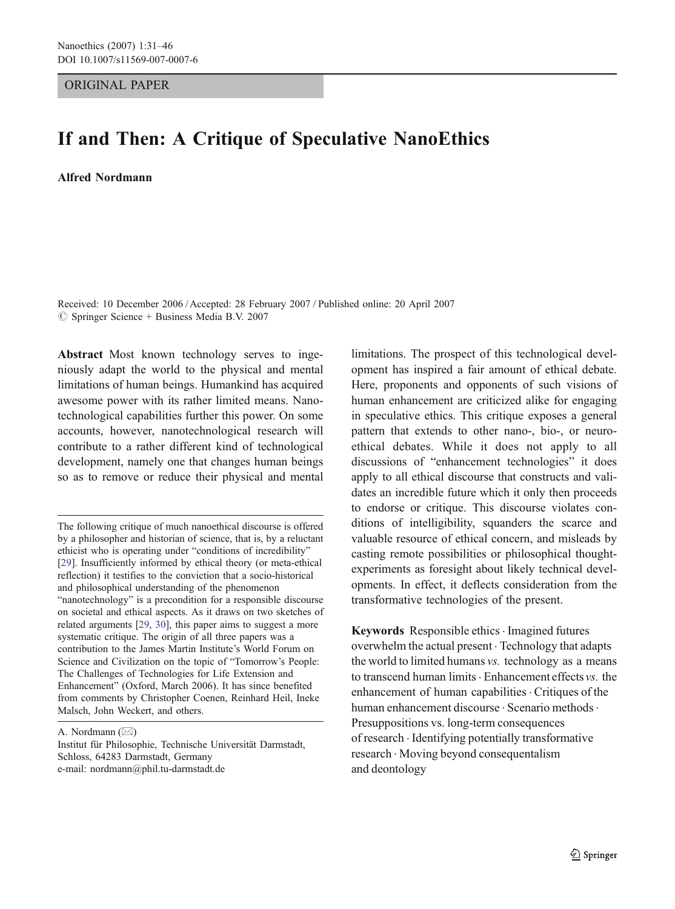ORIGINAL PAPER

# If and Then: A Critique of Speculative NanoEthics

**Alfred Nordmann**

Received: 10 December 2006 / Accepted: 28 February 2007 / Published online: 20 April 2007
© Springer Science + Business Media B.V. 2007

**Abstract** Most known technology serves to ingeniously adapt the world to the physical and mental limitations of human beings. Humankind has acquired awesome power with its rather limited means. Nanotechnological capabilities further this power. On some accounts, however, nanotechnological research will contribute to a rather different kind of technological development, namely one that changes human beings so as to remove or reduce their physical and mental limitations. The prospect of this technological development has inspired a fair amount of ethical debate. Here, proponents and opponents of such visions of human enhancement are criticized alike for engaging in speculative ethics. This critique exposes a general pattern that extends to other nano-, bio-, or neuro-ethical debates. While it does not apply to all discussions of "enhancement technologies" it does apply to all ethical discourse that constructs and validates an incredible future which it only then proceeds to endorse or critique. This discourse violates conditions of intelligibility, squanders the scarce and valuable resource of ethical concern, and misleads by casting remote possibilities or philosophical thought-experiments as foresight about likely technical developments. In effect, it deflects consideration from the transformative technologies of the present.

**Keywords** Responsible ethics · Imagined futures overwhelm the actual present · Technology that adapts the world to limited humans *vs.* technology as a means to transcend human limits · Enhancement effects *vs.* the enhancement of human capabilities · Critiques of the human enhancement discourse · Scenario methods · Presuppositions vs. long-term consequences of research · Identifying potentially transformative research · Moving beyond consequentialism and deontology

---

The following critique of much nanoethical discourse is offered by a philosopher and historian of science, that is, by a reluctant ethicist who is operating under "conditions of incredibility" [29]. Insufficiently informed by ethical theory (or meta-ethical reflection) it testifies to the conviction that a socio-historical and philosophical understanding of the phenomenon "nanotechnology" is a precondition for a responsible discourse on societal and ethical aspects. As it draws on two sketches of related arguments [29, 30], this paper aims to suggest a more systematic critique. The origin of all three papers was a contribution to the James Martin Institute's World Forum on Science and Civilization on the topic of "Tomorrow's People: The Challenges of Technologies for Life Extension and Enhancement" (Oxford, March 2006). It has since benefited from comments by Christopher Coenen, Reinhard Heil, Ineke Malsch, John Weckert, and others.

A. Nordmann (✉)
Institut für Philosophie, Technische Universität Darmstadt, Schloss, 64283 Darmstadt, Germany
e-mail: nordmann@phil.tu-darmstadt.de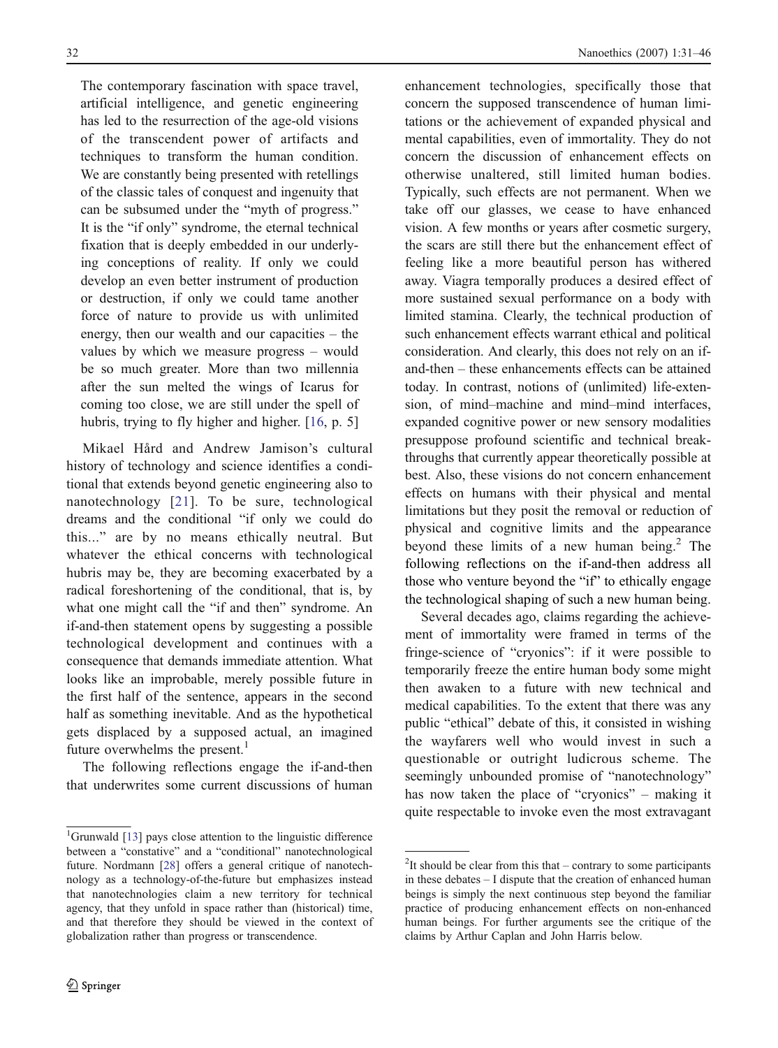> The contemporary fascination with space travel, artificial intelligence, and genetic engineering has led to the resurrection of the age-old visions of the transcendent power of artifacts and techniques to transform the human condition. We are constantly being presented with retellings of the classic tales of conquest and ingenuity that can be subsumed under the "myth of progress." It is the "if only" syndrome, the eternal technical fixation that is deeply embedded in our underlying conceptions of reality. If only we could develop an even better instrument of production or destruction, if only we could tame another force of nature to provide us with unlimited energy, then our wealth and our capacities – the values by which we measure progress – would be so much greater. More than two millennia after the sun melted the wings of Icarus for coming too close, we are still under the spell of hubris, trying to fly higher and higher. [16, p. 5]

Mikael Hård and Andrew Jamison's cultural history of technology and science identifies a conditional that extends beyond genetic engineering also to nanotechnology [21]. To be sure, technological dreams and the conditional "if only we could do this..." are by no means ethically neutral. But whatever the ethical concerns with technological hubris may be, they are becoming exacerbated by a radical foreshortening of the conditional, that is, by what one might call the "if and then" syndrome. An if-and-then statement opens by suggesting a possible technological development and continues with a consequence that demands immediate attention. What looks like an improbable, merely possible future in the first half of the sentence, appears in the second half as something inevitable. And as the hypothetical gets displaced by a supposed actual, an imagined future overwhelms the present.[1]

The following reflections engage the if-and-then that underwrites some current discussions of human enhancement technologies, specifically those that concern the supposed transcendence of human limitations or the achievement of expanded physical and mental capabilities, even of immortality. They do not concern the discussion of enhancement effects on otherwise unaltered, still limited human bodies. Typically, such effects are not permanent. When we take off our glasses, we cease to have enhanced vision. A few months or years after cosmetic surgery, the scars are still there but the enhancement effect of feeling like a more beautiful person has withered away. Viagra temporally produces a desired effect of more sustained sexual performance on a body with limited stamina. Clearly, the technical production of such enhancement effects warrant ethical and political consideration. And clearly, this does not rely on an if-and-then – these enhancements effects can be attained today. In contrast, notions of (unlimited) life-extension, of mind–machine and mind–mind interfaces, expanded cognitive power or new sensory modalities presuppose profound scientific and technical breakthroughs that currently appear theoretically possible at best. Also, these visions do not concern enhancement effects on humans with their physical and mental limitations but they posit the removal or reduction of physical and cognitive limits and the appearance beyond these limits of a new human being.[2] The following reflections on the if-and-then address all those who venture beyond the "if" to ethically engage the technological shaping of such a new human being.

Several decades ago, claims regarding the achievement of immortality were framed in terms of the fringe-science of "cryonics": if it were possible to temporarily freeze the entire human body some might then awaken to a future with new technical and medical capabilities. To the extent that there was any public "ethical" debate of this, it consisted in wishing the wayfarers well who would invest in such a questionable or outright ludicrous scheme. The seemingly unbounded promise of "nanotechnology" has now taken the place of "cryonics" – making it quite respectable to invoke even the most extravagant

---

[1] Grunwald [13] pays close attention to the linguistic difference between a "constative" and a "conditional" nanotechnological future. Nordmann [28] offers a general critique of nanotechnology as a technology-of-the-future but emphasizes instead that nanotechnologies claim a new territory for technical agency, that they unfold in space rather than (historical) time, and that therefore they should be viewed in the context of globalization rather than progress or transcendence.

[2] It should be clear from this that – contrary to some participants in these debates – I dispute that the creation of enhanced human beings is simply the next continuous step beyond the familiar practice of producing enhancement effects on non-enhanced human beings. For further arguments see the critique of the claims by Arthur Caplan and John Harris below.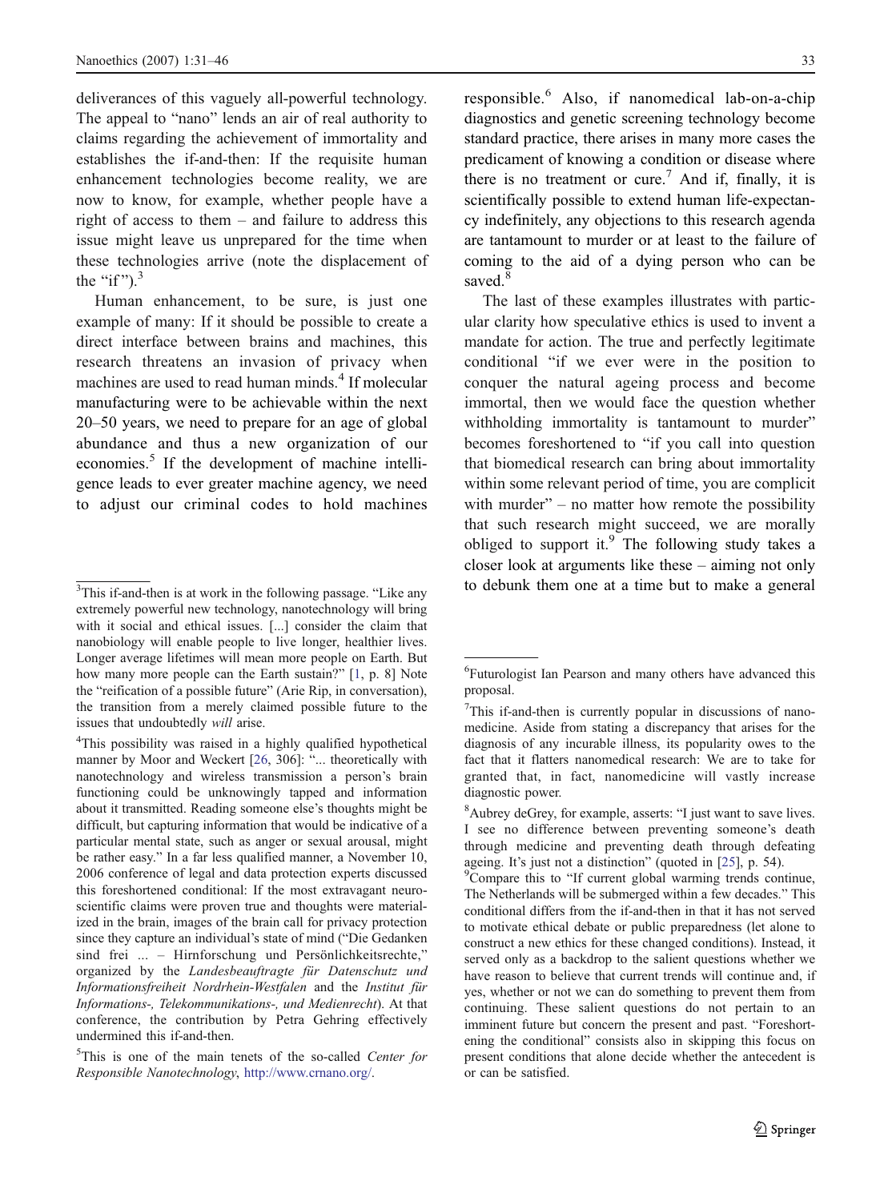deliverances of this vaguely all-powerful technology. The appeal to "nano" lends an air of real authority to claims regarding the achievement of immortality and establishes the if-and-then: If the requisite human enhancement technologies become reality, we are now to know, for example, whether people have a right of access to them – and failure to address this issue might leave us unprepared for the time when these technologies arrive (note the displacement of the "if").[3]

Human enhancement, to be sure, is just one example of many: If it should be possible to create a direct interface between brains and machines, this research threatens an invasion of privacy when machines are used to read human minds.[4] If molecular manufacturing were to be achievable within the next 20–50 years, we need to prepare for an age of global abundance and thus a new organization of our economies.[5] If the development of machine intelligence leads to ever greater machine agency, we need to adjust our criminal codes to hold machines responsible.[6] Also, if nanomedical lab-on-a-chip diagnostics and genetic screening technology become standard practice, there arises in many more cases the predicament of knowing a condition or disease where there is no treatment or cure.[7] And if, finally, it is scientifically possible to extend human life-expectancy indefinitely, any objections to this research agenda are tantamount to murder or at least to the failure of coming to the aid of a dying person who can be saved.[8]

The last of these examples illustrates with particular clarity how speculative ethics is used to invent a mandate for action. The true and perfectly legitimate conditional "if we ever were in the position to conquer the natural ageing process and become immortal, then we would face the question whether withholding immortality is tantamount to murder" becomes foreshortened to "if you call into question that biomedical research can bring about immortality within some relevant period of time, you are complicit with murder" – no matter how remote the possibility that such research might succeed, we are morally obliged to support it.[9] The following study takes a closer look at arguments like these – aiming not only to debunk them one at a time but to make a general

---

[3]This if-and-then is at work in the following passage. "Like any extremely powerful new technology, nanotechnology will bring with it social and ethical issues. [...] consider the claim that nanobiology will enable people to live longer, healthier lives. Longer average lifetimes will mean more people on Earth. But how many more people can the Earth sustain?" [1, p. 8] Note the "reification of a possible future" (Arie Rip, in conversation), the transition from a merely claimed possible future to the issues that undoubtedly *will* arise.

[4]This possibility was raised in a highly qualified hypothetical manner by Moor and Weckert [26, 306]: "... theoretically with nanotechnology and wireless transmission a person's brain functioning could be unknowingly tapped and information about it transmitted. Reading someone else's thoughts might be difficult, but capturing information that would be indicative of a particular mental state, such as anger or sexual arousal, might be rather easy." In a far less qualified manner, a November 10, 2006 conference of legal and data protection experts discussed this foreshortened conditional: If the most extravagant neuroscientific claims were proven true and thoughts were materialized in the brain, images of the brain call for privacy protection since they capture an individual's state of mind ("Die Gedanken sind frei ... – Hirnforschung und Persönlichkeitsrechte," organized by the *Landesbeauftragte für Datenschutz und Informationsfreiheit Nordrhein-Westfalen* and the *Institut für Informations-, Telekommunikations-, und Medienrecht*). At that conference, the contribution by Petra Gehring effectively undermined this if-and-then.

[5]This is one of the main tenets of the so-called *Center for Responsible Nanotechnology*, http://www.crnano.org/.

[6]Futurologist Ian Pearson and many others have advanced this proposal.

[7]This if-and-then is currently popular in discussions of nanomedicine. Aside from stating a discrepancy that arises for the diagnosis of any incurable illness, its popularity owes to the fact that it flatters nanomedical research: We are to take for granted that, in fact, nanomedicine will vastly increase diagnostic power.

[8]Aubrey deGrey, for example, asserts: "I just want to save lives. I see no difference between preventing someone's death through medicine and preventing death through defeating ageing. It's just not a distinction" (quoted in [25], p. 54).

[9]Compare this to "If current global warming trends continue, The Netherlands will be submerged within a few decades." This conditional differs from the if-and-then in that it has not served to motivate ethical debate or public preparedness (let alone to construct a new ethics for these changed conditions). Instead, it served only as a backdrop to the salient questions whether we have reason to believe that current trends will continue and, if yes, whether or not we can do something to prevent them from continuing. These salient questions do not pertain to an imminent future but concern the present and past. "Foreshortening the conditional" consists also in skipping this focus on present conditions that alone decide whether the antecedent is or can be satisfied.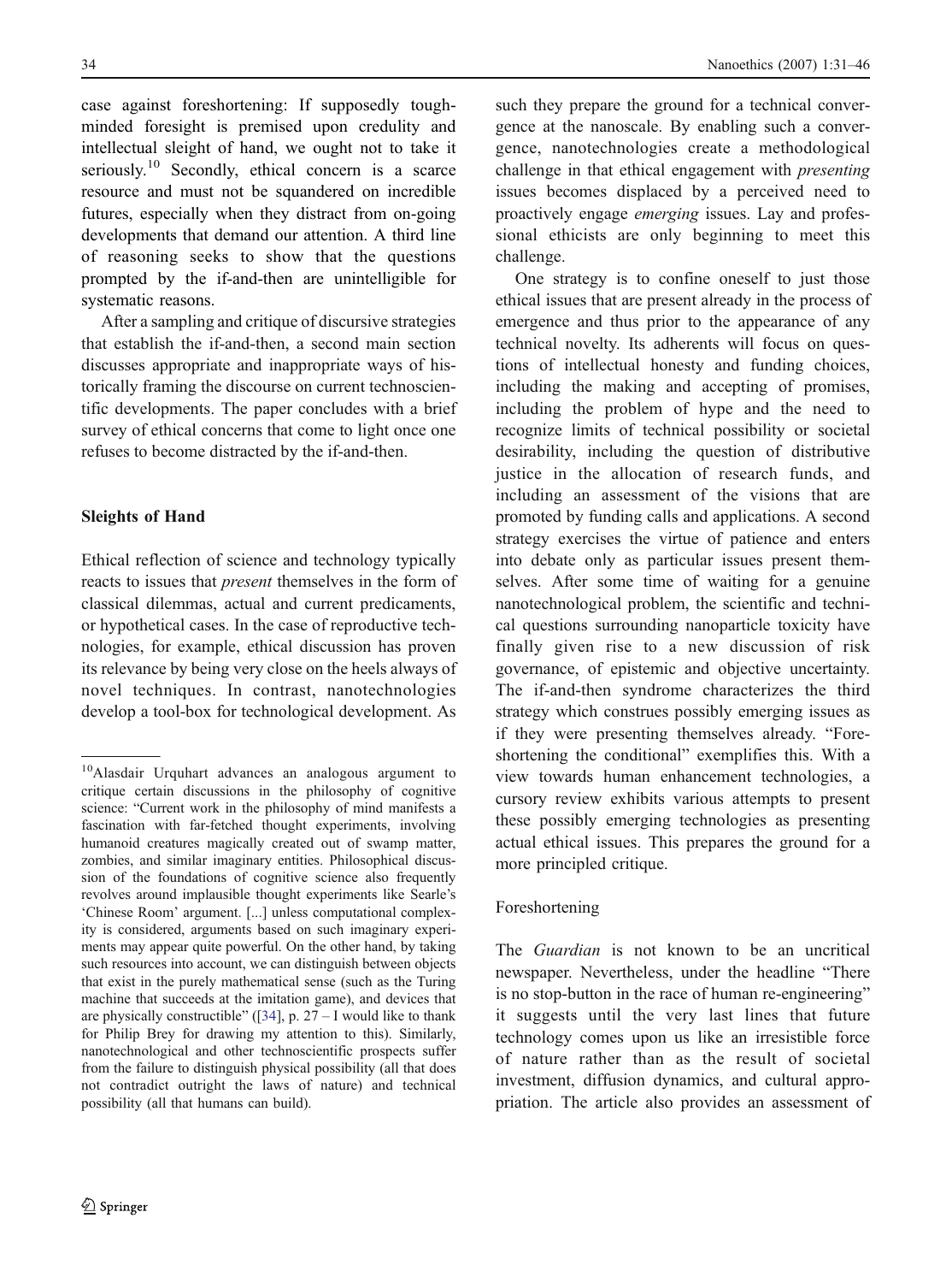case against foreshortening: If supposedly tough-minded foresight is premised upon credulity and intellectual sleight of hand, we ought not to take it seriously.[10] Secondly, ethical concern is a scarce resource and must not be squandered on incredible futures, especially when they distract from on-going developments that demand our attention. A third line of reasoning seeks to show that the questions prompted by the if-and-then are unintelligible for systematic reasons.

After a sampling and critique of discursive strategies that establish the if-and-then, a second main section discusses appropriate and inappropriate ways of historically framing the discourse on current technoscientific developments. The paper concludes with a brief survey of ethical concerns that come to light once one refuses to become distracted by the if-and-then.

## Sleights of Hand

Ethical reflection of science and technology typically reacts to issues that *present* themselves in the form of classical dilemmas, actual and current predicaments, or hypothetical cases. In the case of reproductive technologies, for example, ethical discussion has proven its relevance by being very close on the heels always of novel techniques. In contrast, nanotechnologies develop a tool-box for technological development. As such they prepare the ground for a technical convergence at the nanoscale. By enabling such a convergence, nanotechnologies create a methodological challenge in that ethical engagement with *presenting* issues becomes displaced by a perceived need to proactively engage *emerging* issues. Lay and professional ethicists are only beginning to meet this challenge.

One strategy is to confine oneself to just those ethical issues that are present already in the process of emergence and thus prior to the appearance of any technical novelty. Its adherents will focus on questions of intellectual honesty and funding choices, including the making and accepting of promises, including the problem of hype and the need to recognize limits of technical possibility or societal desirability, including the question of distributive justice in the allocation of research funds, and including an assessment of the visions that are promoted by funding calls and applications. A second strategy exercises the virtue of patience and enters into debate only as particular issues present themselves. After some time of waiting for a genuine nanotechnological problem, the scientific and technical questions surrounding nanoparticle toxicity have finally given rise to a new discussion of risk governance, of epistemic and objective uncertainty. The if-and-then syndrome characterizes the third strategy which construes possibly emerging issues as if they were presenting themselves already. "Foreshortening the conditional" exemplifies this. With a view towards human enhancement technologies, a cursory review exhibits various attempts to present these possibly emerging technologies as presenting actual ethical issues. This prepares the ground for a more principled critique.

### Foreshortening

The *Guardian* is not known to be an uncritical newspaper. Nevertheless, under the headline "There is no stop-button in the race of human re-engineering" it suggests until the very last lines that future technology comes upon us like an irresistible force of nature rather than as the result of societal investment, diffusion dynamics, and cultural appropriation. The article also provides an assessment of

---

[10] Alasdair Urquhart advances an analogous argument to critique certain discussions in the philosophy of cognitive science: "Current work in the philosophy of mind manifests a fascination with far-fetched thought experiments, involving humanoid creatures magically created out of swamp matter, zombies, and similar imaginary entities. Philosophical discussion of the foundations of cognitive science also frequently revolves around implausible thought experiments like Searle's 'Chinese Room' argument. [...] unless computational complexity is considered, arguments based on such imaginary experiments may appear quite powerful. On the other hand, by taking such resources into account, we can distinguish between objects that exist in the purely mathematical sense (such as the Turing machine that succeeds at the imitation game), and devices that are physically constructible" ([34], p. 27 – I would like to thank for Philip Brey for drawing my attention to this). Similarly, nanotechnological and other technoscientific prospects suffer from the failure to distinguish physical possibility (all that does not contradict outright the laws of nature) and technical possibility (all that humans can build).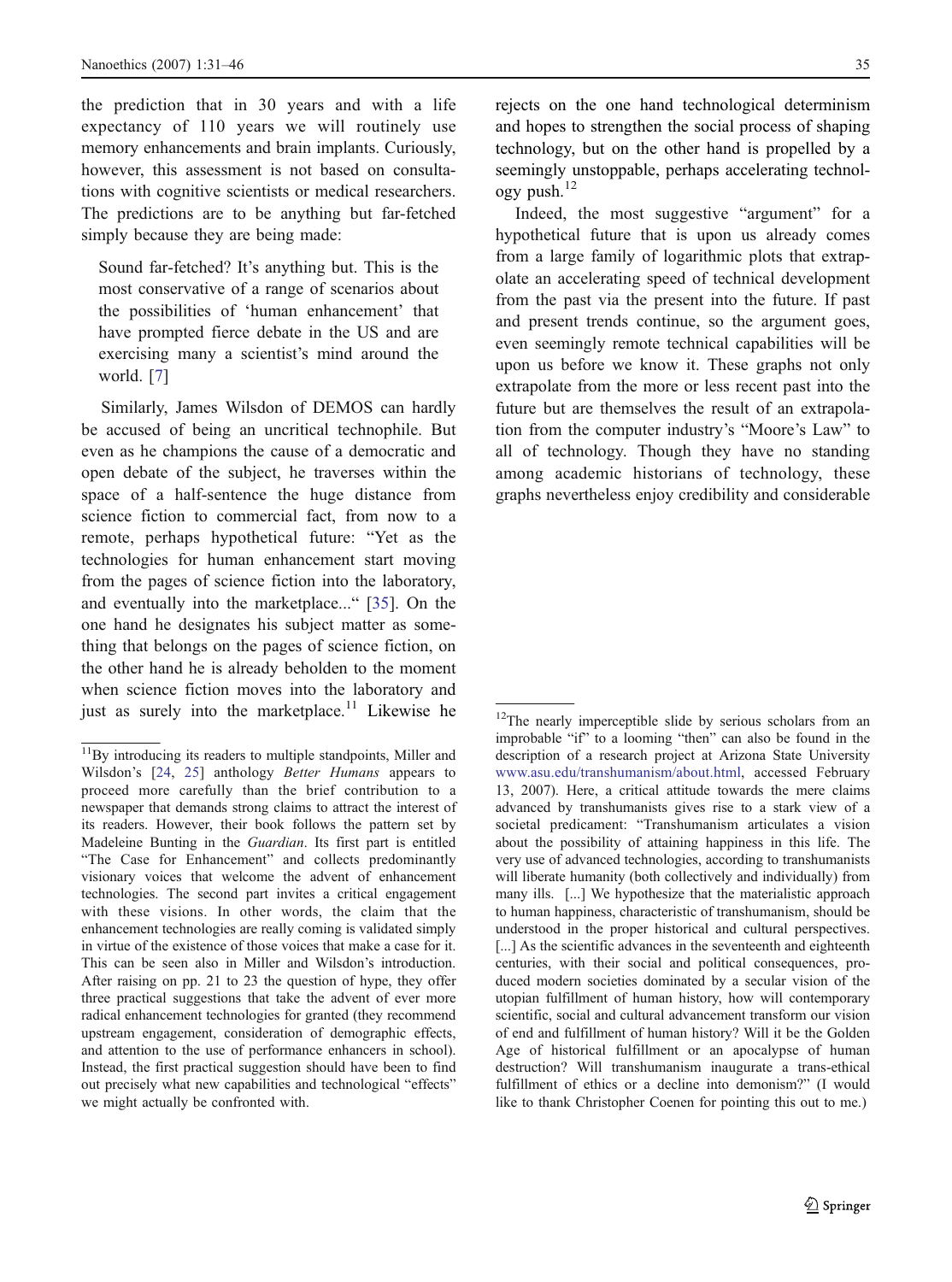the prediction that in 30 years and with a life expectancy of 110 years we will routinely use memory enhancements and brain implants. Curiously, however, this assessment is not based on consultations with cognitive scientists or medical researchers. The predictions are to be anything but far-fetched simply because they are being made:

> Sound far-fetched? It's anything but. This is the most conservative of a range of scenarios about the possibilities of 'human enhancement' that have prompted fierce debate in the US and are exercising many a scientist's mind around the world. [7]

Similarly, James Wilsdon of DEMOS can hardly be accused of being an uncritical technophile. But even as he champions the cause of a democratic and open debate of the subject, he traverses within the space of a half-sentence the huge distance from science fiction to commercial fact, from now to a remote, perhaps hypothetical future: "Yet as the technologies for human enhancement start moving from the pages of science fiction into the laboratory, and eventually into the marketplace..." [35]. On the one hand he designates his subject matter as something that belongs on the pages of science fiction, on the other hand he is already beholden to the moment when science fiction moves into the laboratory and just as surely into the marketplace.[11] Likewise he rejects on the one hand technological determinism and hopes to strengthen the social process of shaping technology, but on the other hand is propelled by a seemingly unstoppable, perhaps accelerating technology push.[12]

Indeed, the most suggestive "argument" for a hypothetical future that is upon us already comes from a large family of logarithmic plots that extrapolate an accelerating speed of technical development from the past via the present into the future. If past and present trends continue, so the argument goes, even seemingly remote technical capabilities will be upon us before we know it. These graphs not only extrapolate from the more or less recent past into the future but are themselves the result of an extrapolation from the computer industry's "Moore's Law" to all of technology. Though they have no standing among academic historians of technology, these graphs nevertheless enjoy credibility and considerable

---

[11] By introducing its readers to multiple standpoints, Miller and Wilsdon's [24, 25] anthology *Better Humans* appears to proceed more carefully than the brief contribution to a newspaper that demands strong claims to attract the interest of its readers. However, their book follows the pattern set by Madeleine Bunting in the *Guardian*. Its first part is entitled "The Case for Enhancement" and collects predominantly visionary voices that welcome the advent of enhancement technologies. The second part invites a critical engagement with these visions. In other words, the claim that the enhancement technologies are really coming is validated simply in virtue of the existence of those voices that make a case for it. This can be seen also in Miller and Wilsdon's introduction. After raising on pp. 21 to 23 the question of hype, they offer three practical suggestions that take the advent of ever more radical enhancement technologies for granted (they recommend upstream engagement, consideration of demographic effects, and attention to the use of performance enhancers in school). Instead, the first practical suggestion should have been to find out precisely what new capabilities and technological "effects" we might actually be confronted with.

[12] The nearly imperceptible slide by serious scholars from an improbable "if" to a looming "then" can also be found in the description of a research project at Arizona State University www.asu.edu/transhumanism/about.html, accessed February 13, 2007). Here, a critical attitude towards the mere claims advanced by transhumanists gives rise to a stark view of a societal predicament: "Transhumanism articulates a vision about the possibility of attaining happiness in this life. The very use of advanced technologies, according to transhumanists will liberate humanity (both collectively and individually) from many ills. [...] We hypothesize that the materialistic approach to human happiness, characteristic of transhumanism, should be understood in the proper historical and cultural perspectives. [...] As the scientific advances in the seventeenth and eighteenth centuries, with their social and political consequences, produced modern societies dominated by a secular vision of the utopian fulfillment of human history, how will contemporary scientific, social and cultural advancement transform our vision of end and fulfillment of human history? Will it be the Golden Age of historical fulfillment or an apocalypse of human destruction? Will transhumanism inaugurate a trans-ethical fulfillment of ethics or a decline into demonism?" (I would like to thank Christopher Coenen for pointing this out to me.)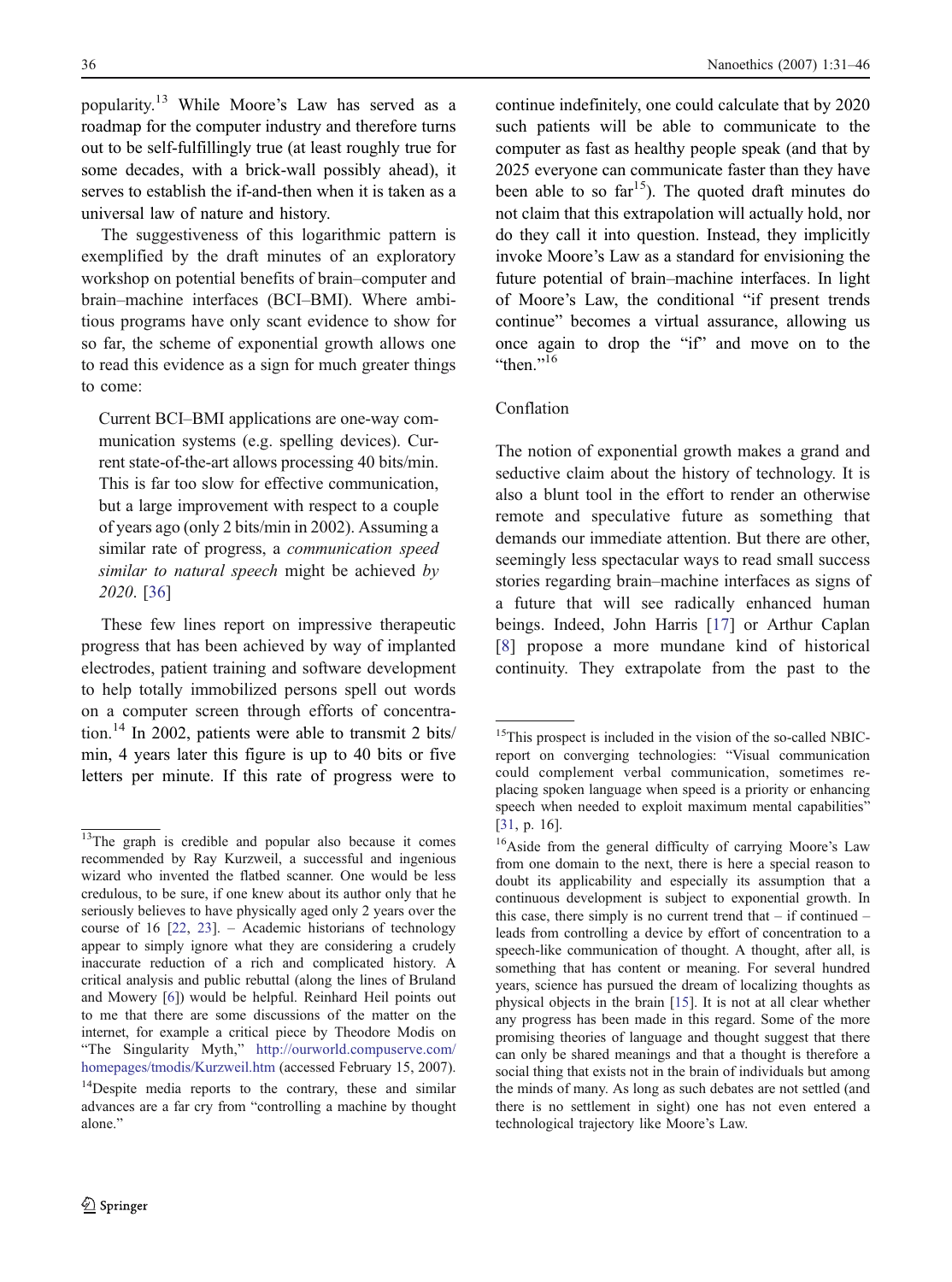popularity.[13] While Moore's Law has served as a roadmap for the computer industry and therefore turns out to be self-fulfillingly true (at least roughly true for some decades, with a brick-wall possibly ahead), it serves to establish the if-and-then when it is taken as a universal law of nature and history.

The suggestiveness of this logarithmic pattern is exemplified by the draft minutes of an exploratory workshop on potential benefits of brain–computer and brain–machine interfaces (BCI–BMI). Where ambitious programs have only scant evidence to show for so far, the scheme of exponential growth allows one to read this evidence as a sign for much greater things to come:

> Current BCI–BMI applications are one-way communication systems (e.g. spelling devices). Current state-of-the-art allows processing 40 bits/min. This is far too slow for effective communication, but a large improvement with respect to a couple of years ago (only 2 bits/min in 2002). Assuming a similar rate of progress, a *communication speed similar to natural speech* might be achieved *by 2020*. [36]

These few lines report on impressive therapeutic progress that has been achieved by way of implanted electrodes, patient training and software development to help totally immobilized persons spell out words on a computer screen through efforts of concentration.[14] In 2002, patients were able to transmit 2 bits/min, 4 years later this figure is up to 40 bits or five letters per minute. If this rate of progress were to continue indefinitely, one could calculate that by 2020 such patients will be able to communicate to the computer as fast as healthy people speak (and that by 2025 everyone can communicate faster than they have been able to so far[15]). The quoted draft minutes do not claim that this extrapolation will actually hold, nor do they call it into question. Instead, they implicitly invoke Moore's Law as a standard for envisioning the future potential of brain–machine interfaces. In light of Moore's Law, the conditional "if present trends continue" becomes a virtual assurance, allowing us once again to drop the "if" and move on to the "then."[16]

## Conflation

The notion of exponential growth makes a grand and seductive claim about the history of technology. It is also a blunt tool in the effort to render an otherwise remote and speculative future as something that demands our immediate attention. But there are other, seemingly less spectacular ways to read small success stories regarding brain–machine interfaces as signs of a future that will see radically enhanced human beings. Indeed, John Harris [17] or Arthur Caplan [8] propose a more mundane kind of historical continuity. They extrapolate from the past to the

---

[13] The graph is credible and popular also because it comes recommended by Ray Kurzweil, a successful and ingenious wizard who invented the flatbed scanner. One would be less credulous, to be sure, if one knew about its author only that he seriously believes to have physically aged only 2 years over the course of 16 [22, 23]. – Academic historians of technology appear to simply ignore what they are considering a crudely inaccurate reduction of a rich and complicated history. A critical analysis and public rebuttal (along the lines of Bruland and Mowery [6]) would be helpful. Reinhard Heil points out to me that there are some discussions of the matter on the internet, for example a critical piece by Theodore Modis on "The Singularity Myth," http://ourworld.compuserve.com/homepages/tmodis/Kurzweil.htm (accessed February 15, 2007).

[14] Despite media reports to the contrary, these and similar advances are a far cry from "controlling a machine by thought alone."

[15] This prospect is included in the vision of the so-called NBIC-report on converging technologies: "Visual communication could complement verbal communication, sometimes replacing spoken language when speed is a priority or enhancing speech when needed to exploit maximum mental capabilities" [31, p. 16].

[16] Aside from the general difficulty of carrying Moore's Law from one domain to the next, there is here a special reason to doubt its applicability and especially its assumption that a continuous development is subject to exponential growth. In this case, there simply is no current trend that – if continued – leads from controlling a device by effort of concentration to a speech-like communication of thought. A thought, after all, is something that has content or meaning. For several hundred years, science has pursued the dream of localizing thoughts as physical objects in the brain [15]. It is not at all clear whether any progress has been made in this regard. Some of the more promising theories of language and thought suggest that there can only be shared meanings and that a thought is therefore a social thing that exists not in the brain of individuals but among the minds of many. As long as such debates are not settled (and there is no settlement in sight) one has not even entered a technological trajectory like Moore's Law.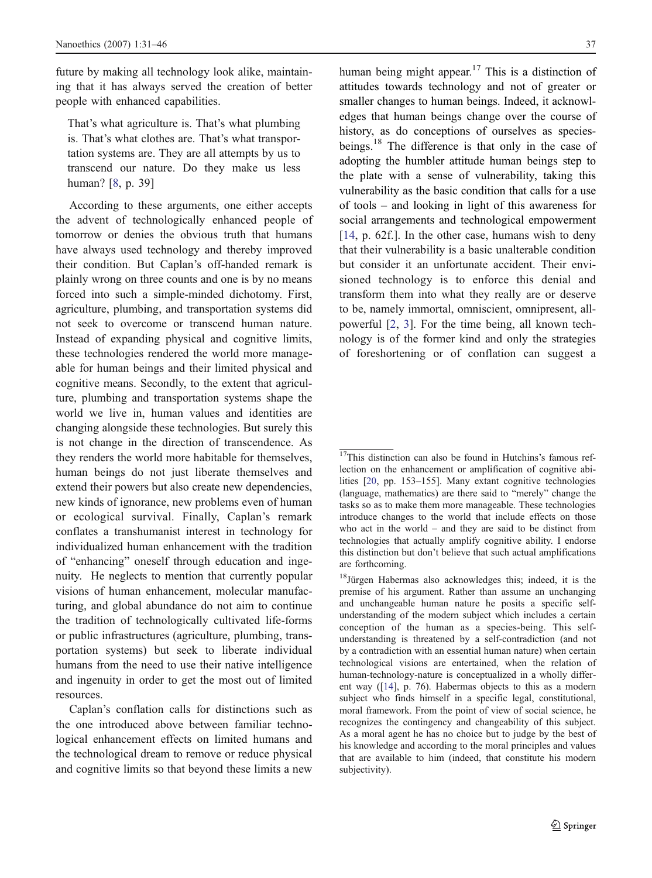future by making all technology look alike, maintaining that it has always served the creation of better people with enhanced capabilities.

> That's what agriculture is. That's what plumbing is. That's what clothes are. That's what transportation systems are. They are all attempts by us to transcend our nature. Do they make us less human? [8, p. 39]

According to these arguments, one either accepts the advent of technologically enhanced people of tomorrow or denies the obvious truth that humans have always used technology and thereby improved their condition. But Caplan's off-handed remark is plainly wrong on three counts and one is by no means forced into such a simple-minded dichotomy. First, agriculture, plumbing, and transportation systems did not seek to overcome or transcend human nature. Instead of expanding physical and cognitive limits, these technologies rendered the world more manageable for human beings and their limited physical and cognitive means. Secondly, to the extent that agriculture, plumbing and transportation systems shape the world we live in, human values and identities are changing alongside these technologies. But surely this is not change in the direction of transcendence. As they renders the world more habitable for themselves, human beings do not just liberate themselves and extend their powers but also create new dependencies, new kinds of ignorance, new problems even of human or ecological survival. Finally, Caplan's remark conflates a transhumanist interest in technology for individualized human enhancement with the tradition of "enhancing" oneself through education and ingenuity. He neglects to mention that currently popular visions of human enhancement, molecular manufacturing, and global abundance do not aim to continue the tradition of technologically cultivated life-forms or public infrastructures (agriculture, plumbing, transportation systems) but seek to liberate individual humans from the need to use their native intelligence and ingenuity in order to get the most out of limited resources.

Caplan's conflation calls for distinctions such as the one introduced above between familiar technological enhancement effects on limited humans and the technological dream to remove or reduce physical and cognitive limits so that beyond these limits a new human being might appear.[17] This is a distinction of attitudes towards technology and not of greater or smaller changes to human beings. Indeed, it acknowledges that human beings change over the course of history, as do conceptions of ourselves as species-beings.[18] The difference is that only in the case of adopting the humbler attitude human beings step to the plate with a sense of vulnerability, taking this vulnerability as the basic condition that calls for a use of tools – and looking in light of this awareness for social arrangements and technological empowerment [14, p. 62f.]. In the other case, humans wish to deny that their vulnerability is a basic unalterable condition but consider it an unfortunate accident. Their envisioned technology is to enforce this denial and transform them into what they really are or deserve to be, namely immortal, omniscient, omnipresent, all-powerful [2, 3]. For the time being, all known technology is of the former kind and only the strategies of foreshortening or of conflation can suggest a

---

[17] This distinction can also be found in Hutchins's famous reflection on the enhancement or amplification of cognitive abilities [20, pp. 153–155]. Many extant cognitive technologies (language, mathematics) are there said to "merely" change the tasks so as to make them more manageable. These technologies introduce changes to the world that include effects on those who act in the world – and they are said to be distinct from technologies that actually amplify cognitive ability. I endorse this distinction but don't believe that such actual amplifications are forthcoming.

[18] Jürgen Habermas also acknowledges this; indeed, it is the premise of his argument. Rather than assume an unchanging and unchangeable human nature he posits a specific self-understanding of the modern subject which includes a certain conception of the human as a species-being. This self-understanding is threatened by a self-contradiction (and not by a contradiction with an essential human nature) when certain technological visions are entertained, when the relation of human-technology-nature is conceptualized in a wholly different way ([14], p. 76). Habermas objects to this as a modern subject who finds himself in a specific legal, constitutional, moral framework. From the point of view of social science, he recognizes the contingency and changeability of this subject. As a moral agent he has no choice but to judge by the best of his knowledge and according to the moral principles and values that are available to him (indeed, that constitute his modern subjectivity).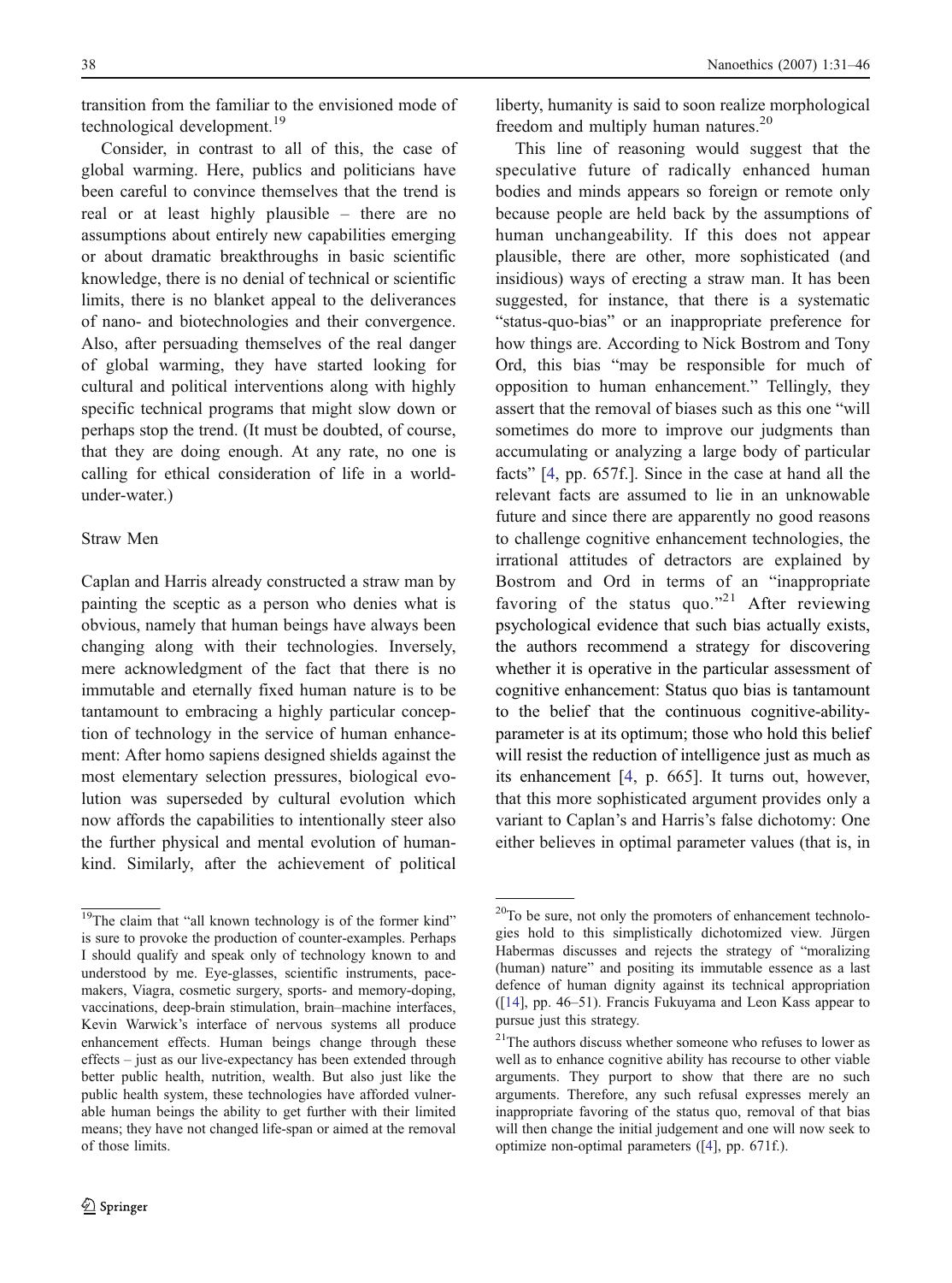transition from the familiar to the envisioned mode of technological development.[19]

Consider, in contrast to all of this, the case of global warming. Here, publics and politicians have been careful to convince themselves that the trend is real or at least highly plausible – there are no assumptions about entirely new capabilities emerging or about dramatic breakthroughs in basic scientific knowledge, there is no denial of technical or scientific limits, there is no blanket appeal to the deliverances of nano- and biotechnologies and their convergence. Also, after persuading themselves of the real danger of global warming, they have started looking for cultural and political interventions along with highly specific technical programs that might slow down or perhaps stop the trend. (It must be doubted, of course, that they are doing enough. At any rate, no one is calling for ethical consideration of life in a world-under-water.)

## Straw Men

Caplan and Harris already constructed a straw man by painting the sceptic as a person who denies what is obvious, namely that human beings have always been changing along with their technologies. Inversely, mere acknowledgment of the fact that there is no immutable and eternally fixed human nature is to be tantamount to embracing a highly particular conception of technology in the service of human enhancement: After homo sapiens designed shields against the most elementary selection pressures, biological evolution was superseded by cultural evolution which now affords the capabilities to intentionally steer also the further physical and mental evolution of humankind. Similarly, after the achievement of political liberty, humanity is said to soon realize morphological freedom and multiply human natures.[20]

This line of reasoning would suggest that the speculative future of radically enhanced human bodies and minds appears so foreign or remote only because people are held back by the assumptions of human unchangeability. If this does not appear plausible, there are other, more sophisticated (and insidious) ways of erecting a straw man. It has been suggested, for instance, that there is a systematic "status-quo-bias" or an inappropriate preference for how things are. According to Nick Bostrom and Tony Ord, this bias "may be responsible for much of opposition to human enhancement." Tellingly, they assert that the removal of biases such as this one "will sometimes do more to improve our judgments than accumulating or analyzing a large body of particular facts" [4, pp. 657f.]. Since in the case at hand all the relevant facts are assumed to lie in an unknowable future and since there are apparently no good reasons to challenge cognitive enhancement technologies, the irrational attitudes of detractors are explained by Bostrom and Ord in terms of an "inappropriate favoring of the status quo."[21] After reviewing psychological evidence that such bias actually exists, the authors recommend a strategy for discovering whether it is operative in the particular assessment of cognitive enhancement: Status quo bias is tantamount to the belief that the continuous cognitive-ability-parameter is at its optimum; those who hold this belief will resist the reduction of intelligence just as much as its enhancement [4, p. 665]. It turns out, however, that this more sophisticated argument provides only a variant to Caplan's and Harris's false dichotomy: One either believes in optimal parameter values (that is, in

---

[19] The claim that "all known technology is of the former kind" is sure to provoke the production of counter-examples. Perhaps I should qualify and speak only of technology known to and understood by me. Eye-glasses, scientific instruments, pacemakers, Viagra, cosmetic surgery, sports- and memory-doping, vaccinations, deep-brain stimulation, brain–machine interfaces, Kevin Warwick's interface of nervous systems all produce enhancement effects. Human beings change through these effects – just as our live-expectancy has been extended through better public health, nutrition, wealth. But also just like the public health system, these technologies have afforded vulnerable human beings the ability to get further with their limited means; they have not changed life-span or aimed at the removal of those limits.

[20] To be sure, not only the promoters of enhancement technologies hold to this simplistically dichotomized view. Jürgen Habermas discusses and rejects the strategy of "moralizing (human) nature" and positing its immutable essence as a last defence of human dignity against its technical appropriation ([14], pp. 46–51). Francis Fukuyama and Leon Kass appear to pursue just this strategy.

[21] The authors discuss whether someone who refuses to lower as well as to enhance cognitive ability has recourse to other viable arguments. They purport to show that there are no such arguments. Therefore, any such refusal expresses merely an inappropriate favoring of the status quo, removal of that bias will then change the initial judgement and one will now seek to optimize non-optimal parameters ([4], pp. 671f.).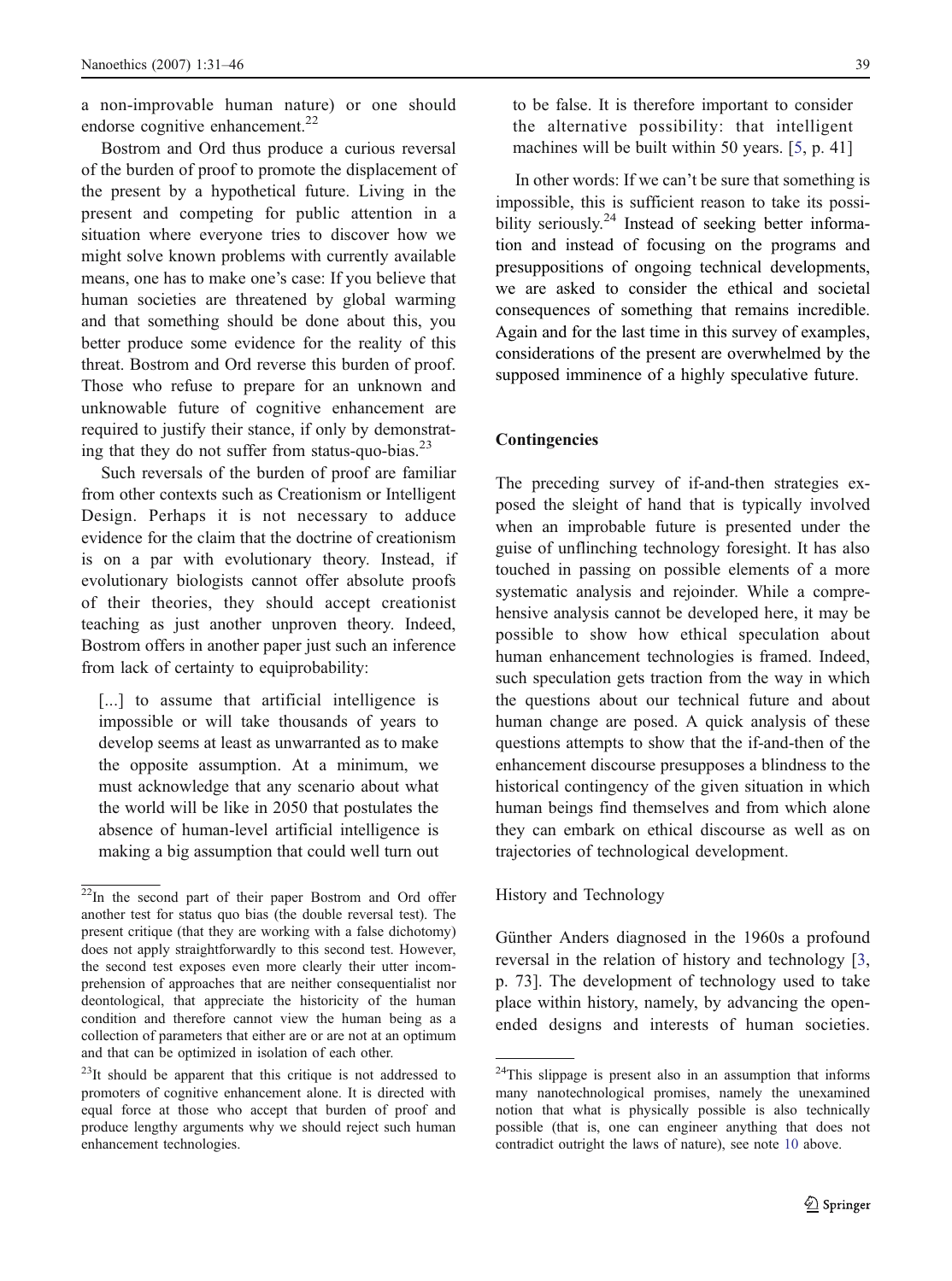a non-improvable human nature) or one should endorse cognitive enhancement.[22]

Bostrom and Ord thus produce a curious reversal of the burden of proof to promote the displacement of the present by a hypothetical future. Living in the present and competing for public attention in a situation where everyone tries to discover how we might solve known problems with currently available means, one has to make one's case: If you believe that human societies are threatened by global warming and that something should be done about this, you better produce some evidence for the reality of this threat. Bostrom and Ord reverse this burden of proof. Those who refuse to prepare for an unknown and unknowable future of cognitive enhancement are required to justify their stance, if only by demonstrating that they do not suffer from status-quo-bias.[23]

Such reversals of the burden of proof are familiar from other contexts such as Creationism or Intelligent Design. Perhaps it is not necessary to adduce evidence for the claim that the doctrine of creationism is on a par with evolutionary theory. Instead, if evolutionary biologists cannot offer absolute proofs of their theories, they should accept creationist teaching as just another unproven theory. Indeed, Bostrom offers in another paper just such an inference from lack of certainty to equiprobability:

> [...] to assume that artificial intelligence is impossible or will take thousands of years to develop seems at least as unwarranted as to make the opposite assumption. At a minimum, we must acknowledge that any scenario about what the world will be like in 2050 that postulates the absence of human-level artificial intelligence is making a big assumption that could well turn out to be false. It is therefore important to consider the alternative possibility: that intelligent machines will be built within 50 years. [5, p. 41]

In other words: If we can't be sure that something is impossible, this is sufficient reason to take its possibility seriously.[24] Instead of seeking better information and instead of focusing on the programs and presuppositions of ongoing technical developments, we are asked to consider the ethical and societal consequences of something that remains incredible. Again and for the last time in this survey of examples, considerations of the present are overwhelmed by the supposed imminence of a highly speculative future.

## Contingencies

The preceding survey of if-and-then strategies exposed the sleight of hand that is typically involved when an improbable future is presented under the guise of unflinching technology foresight. It has also touched in passing on possible elements of a more systematic analysis and rejoinder. While a comprehensive analysis cannot be developed here, it may be possible to show how ethical speculation about human enhancement technologies is framed. Indeed, such speculation gets traction from the way in which the questions about our technical future and about human change are posed. A quick analysis of these questions attempts to show that the if-and-then of the enhancement discourse presupposes a blindness to the historical contingency of the given situation in which human beings find themselves and from which alone they can embark on ethical discourse as well as on trajectories of technological development.

### History and Technology

Günther Anders diagnosed in the 1960s a profound reversal in the relation of history and technology [3, p. 73]. The development of technology used to take place within history, namely, by advancing the open-ended designs and interests of human societies.

---

[22] In the second part of their paper Bostrom and Ord offer another test for status quo bias (the double reversal test). The present critique (that they are working with a false dichotomy) does not apply straightforwardly to this second test. However, the second test exposes even more clearly their utter incomprehension of approaches that are neither consequentialist nor deontological, that appreciate the historicity of the human condition and therefore cannot view the human being as a collection of parameters that either are or are not at an optimum and that can be optimized in isolation of each other.

[23] It should be apparent that this critique is not addressed to promoters of cognitive enhancement alone. It is directed with equal force at those who accept that burden of proof and produce lengthy arguments why we should reject such human enhancement technologies.

[24] This slippage is present also in an assumption that informs many nanotechnological promises, namely the unexamined notion that what is physically possible is also technically possible (that is, one can engineer anything that does not contradict outright the laws of nature), see note 10 above.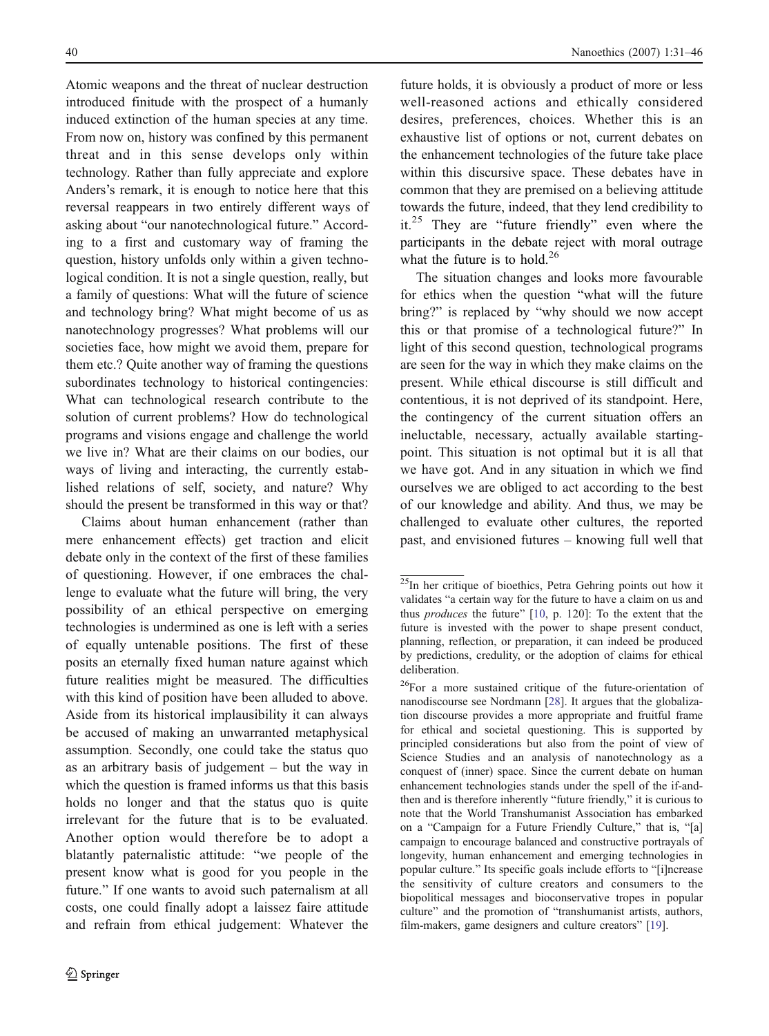Atomic weapons and the threat of nuclear destruction introduced finitude with the prospect of a humanly induced extinction of the human species at any time. From now on, history was confined by this permanent threat and in this sense develops only within technology. Rather than fully appreciate and explore Anders's remark, it is enough to notice here that this reversal reappears in two entirely different ways of asking about "our nanotechnological future." According to a first and customary way of framing the question, history unfolds only within a given technological condition. It is not a single question, really, but a family of questions: What will the future of science and technology bring? What might become of us as nanotechnology progresses? What problems will our societies face, how might we avoid them, prepare for them etc.? Quite another way of framing the questions subordinates technology to historical contingencies: What can technological research contribute to the solution of current problems? How do technological programs and visions engage and challenge the world we live in? What are their claims on our bodies, our ways of living and interacting, the currently established relations of self, society, and nature? Why should the present be transformed in this way or that?

Claims about human enhancement (rather than mere enhancement effects) get traction and elicit debate only in the context of the first of these families of questioning. However, if one embraces the challenge to evaluate what the future will bring, the very possibility of an ethical perspective on emerging technologies is undermined as one is left with a series of equally untenable positions. The first of these posits an eternally fixed human nature against which future realities might be measured. The difficulties with this kind of position have been alluded to above. Aside from its historical implausibility it can always be accused of making an unwarranted metaphysical assumption. Secondly, one could take the status quo as an arbitrary basis of judgement – but the way in which the question is framed informs us that this basis holds no longer and that the status quo is quite irrelevant for the future that is to be evaluated. Another option would therefore be to adopt a blatantly paternalistic attitude: "we people of the present know what is good for you people in the future." If one wants to avoid such paternalism at all costs, one could finally adopt a laissez faire attitude and refrain from ethical judgement: Whatever the future holds, it is obviously a product of more or less well-reasoned actions and ethically considered desires, preferences, choices. Whether this is an exhaustive list of options or not, current debates on the enhancement technologies of the future take place within this discursive space. These debates have in common that they are premised on a believing attitude towards the future, indeed, that they lend credibility to it.[25] They are "future friendly" even where the participants in the debate reject with moral outrage what the future is to hold.[26]

The situation changes and looks more favourable for ethics when the question "what will the future bring?" is replaced by "why should we now accept this or that promise of a technological future?" In light of this second question, technological programs are seen for the way in which they make claims on the present. While ethical discourse is still difficult and contentious, it is not deprived of its standpoint. Here, the contingency of the current situation offers an ineluctable, necessary, actually available starting-point. This situation is not optimal but it is all that we have got. And in any situation in which we find ourselves we are obliged to act according to the best of our knowledge and ability. And thus, we may be challenged to evaluate other cultures, the reported past, and envisioned futures – knowing full well that

---

[25] In her critique of bioethics, Petra Gehring points out how it validates "a certain way for the future to have a claim on us and thus *produces* the future" [10, p. 120]: To the extent that the future is invested with the power to shape present conduct, planning, reflection, or preparation, it can indeed be produced by predictions, credulity, or the adoption of claims for ethical deliberation.

[26] For a more sustained critique of the future-orientation of nanodiscourse see Nordmann [28]. It argues that the globalization discourse provides a more appropriate and fruitful frame for ethical and societal questioning. This is supported by principled considerations but also from the point of view of Science Studies and an analysis of nanotechnology as a conquest of (inner) space. Since the current debate on human enhancement technologies stands under the spell of the if-and-then and is therefore inherently "future friendly," it is curious to note that the World Transhumanist Association has embarked on a "Campaign for a Future Friendly Culture," that is, "[a] campaign to encourage balanced and constructive portrayals of longevity, human enhancement and emerging technologies in popular culture." Its specific goals include efforts to "[i]ncrease the sensitivity of culture creators and consumers to the biopolitical messages and bioconservative tropes in popular culture" and the promotion of "transhumanist artists, authors, film-makers, game designers and culture creators" [19].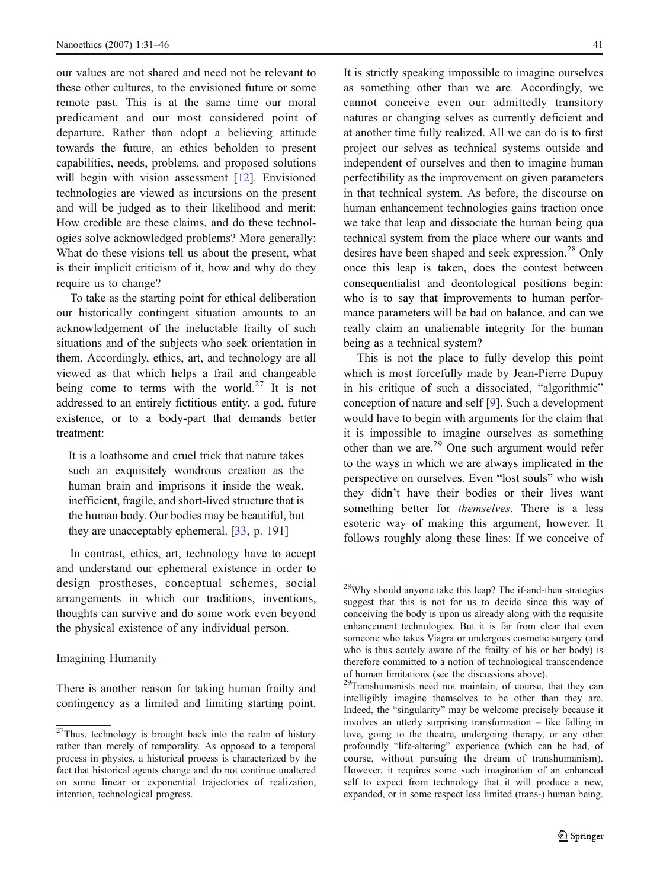our values are not shared and need not be relevant to these other cultures, to the envisioned future or some remote past. This is at the same time our moral predicament and our most considered point of departure. Rather than adopt a believing attitude towards the future, an ethics beholden to present capabilities, needs, problems, and proposed solutions will begin with vision assessment [12]. Envisioned technologies are viewed as incursions on the present and will be judged as to their likelihood and merit: How credible are these claims, and do these technologies solve acknowledged problems? More generally: What do these visions tell us about the present, what is their implicit criticism of it, how and why do they require us to change?

To take as the starting point for ethical deliberation our historically contingent situation amounts to an acknowledgement of the ineluctable frailty of such situations and of the subjects who seek orientation in them. Accordingly, ethics, art, and technology are all viewed as that which helps a frail and changeable being come to terms with the world.[27] It is not addressed to an entirely fictitious entity, a god, future existence, or to a body-part that demands better treatment:

> It is a loathsome and cruel trick that nature takes such an exquisitely wondrous creation as the human brain and imprisons it inside the weak, inefficient, fragile, and short-lived structure that is the human body. Our bodies may be beautiful, but they are unacceptably ephemeral. [33, p. 191]

In contrast, ethics, art, technology have to accept and understand our ephemeral existence in order to design prostheses, conceptual schemes, social arrangements in which our traditions, inventions, thoughts can survive and do some work even beyond the physical existence of any individual person.

## Imagining Humanity

There is another reason for taking human frailty and contingency as a limited and limiting starting point. It is strictly speaking impossible to imagine ourselves as something other than we are. Accordingly, we cannot conceive even our admittedly transitory natures or changing selves as currently deficient and at another time fully realized. All we can do is to first project our selves as technical systems outside and independent of ourselves and then to imagine human perfectibility as the improvement on given parameters in that technical system. As before, the discourse on human enhancement technologies gains traction once we take that leap and dissociate the human being qua technical system from the place where our wants and desires have been shaped and seek expression.[28] Only once this leap is taken, does the contest between consequentialist and deontological positions begin: who is to say that improvements to human performance parameters will be bad on balance, and can we really claim an unalienable integrity for the human being as a technical system?

This is not the place to fully develop this point which is most forcefully made by Jean-Pierre Dupuy in his critique of such a dissociated, "algorithmic" conception of nature and self [9]. Such a development would have to begin with arguments for the claim that it is impossible to imagine ourselves as something other than we are.[29] One such argument would refer to the ways in which we are always implicated in the perspective on ourselves. Even "lost souls" who wish they didn't have their bodies or their lives want something better for *themselves*. There is a less esoteric way of making this argument, however. It follows roughly along these lines: If we conceive of

---

[27] Thus, technology is brought back into the realm of history rather than merely of temporality. As opposed to a temporal process in physics, a historical process is characterized by the fact that historical agents change and do not continue unaltered on some linear or exponential trajectories of realization, intention, technological progress.

[28] Why should anyone take this leap? The if-and-then strategies suggest that this is not for us to decide since this way of conceiving the body is upon us already along with the requisite enhancement technologies. But it is far from clear that even someone who takes Viagra or undergoes cosmetic surgery (and who is thus acutely aware of the frailty of his or her body) is therefore committed to a notion of technological transcendence of human limitations (see the discussions above).

[29] Transhumanists need not maintain, of course, that they can intelligibly imagine themselves to be other than they are. Indeed, the "singularity" may be welcome precisely because it involves an utterly surprising transformation – like falling in love, going to the theatre, undergoing therapy, or any other profoundly "life-altering" experience (which can be had, of course, without pursuing the dream of transhumanism). However, it requires some such imagination of an enhanced self to expect from technology that it will produce a new, expanded, or in some respect less limited (trans-) human being.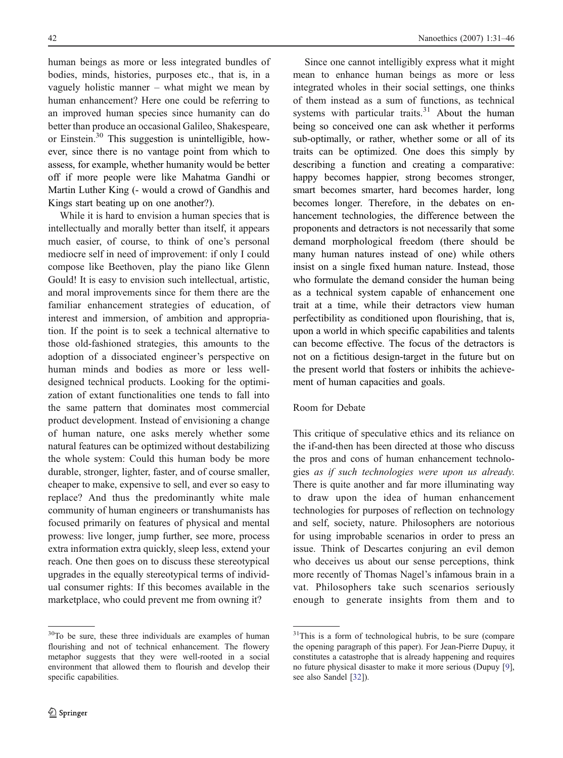human beings as more or less integrated bundles of bodies, minds, histories, purposes etc., that is, in a vaguely holistic manner – what might we mean by human enhancement? Here one could be referring to an improved human species since humanity can do better than produce an occasional Galileo, Shakespeare, or Einstein.[30] This suggestion is unintelligible, however, since there is no vantage point from which to assess, for example, whether humanity would be better off if more people were like Mahatma Gandhi or Martin Luther King (- would a crowd of Gandhis and Kings start beating up on one another?).

While it is hard to envision a human species that is intellectually and morally better than itself, it appears much easier, of course, to think of one's personal mediocre self in need of improvement: if only I could compose like Beethoven, play the piano like Glenn Gould! It is easy to envision such intellectual, artistic, and moral improvements since for them there are the familiar enhancement strategies of education, of interest and immersion, of ambition and appropriation. If the point is to seek a technical alternative to those old-fashioned strategies, this amounts to the adoption of a dissociated engineer's perspective on human minds and bodies as more or less well-designed technical products. Looking for the optimization of extant functionalities one tends to fall into the same pattern that dominates most commercial product development. Instead of envisioning a change of human nature, one asks merely whether some natural features can be optimized without destabilizing the whole system: Could this human body be more durable, stronger, lighter, faster, and of course smaller, cheaper to make, expensive to sell, and ever so easy to replace? And thus the predominantly white male community of human engineers or transhumanists has focused primarily on features of physical and mental prowess: live longer, jump further, see more, process extra information extra quickly, sleep less, extend your reach. One then goes on to discuss these stereotypical upgrades in the equally stereotypical terms of individual consumer rights: If this becomes available in the marketplace, who could prevent me from owning it?

Since one cannot intelligibly express what it might mean to enhance human beings as more or less integrated wholes in their social settings, one thinks of them instead as a sum of functions, as technical systems with particular traits.[31] About the human being so conceived one can ask whether it performs sub-optimally, or rather, whether some or all of its traits can be optimized. One does this simply by describing a function and creating a comparative: happy becomes happier, strong becomes stronger, smart becomes smarter, hard becomes harder, long becomes longer. Therefore, in the debates on enhancement technologies, the difference between the proponents and detractors is not necessarily that some demand morphological freedom (there should be many human natures instead of one) while others insist on a single fixed human nature. Instead, those who formulate the demand consider the human being as a technical system capable of enhancement one trait at a time, while their detractors view human perfectibility as conditioned upon flourishing, that is, upon a world in which specific capabilities and talents can become effective. The focus of the detractors is not on a fictitious design-target in the future but on the present world that fosters or inhibits the achievement of human capacities and goals.

## Room for Debate

This critique of speculative ethics and its reliance on the if-and-then has been directed at those who discuss the pros and cons of human enhancement technologies *as if such technologies were upon us already.* There is quite another and far more illuminating way to draw upon the idea of human enhancement technologies for purposes of reflection on technology and self, society, nature. Philosophers are notorious for using improbable scenarios in order to press an issue. Think of Descartes conjuring an evil demon who deceives us about our sense perceptions, think more recently of Thomas Nagel's infamous brain in a vat. Philosophers take such scenarios seriously enough to generate insights from them and to

---

[30] To be sure, these three individuals are examples of human flourishing and not of technical enhancement. The flowery metaphor suggests that they were well-rooted in a social environment that allowed them to flourish and develop their specific capabilities.

[31] This is a form of technological hubris, to be sure (compare the opening paragraph of this paper). For Jean-Pierre Dupuy, it constitutes a catastrophe that is already happening and requires no future physical disaster to make it more serious (Dupuy [9], see also Sandel [32]).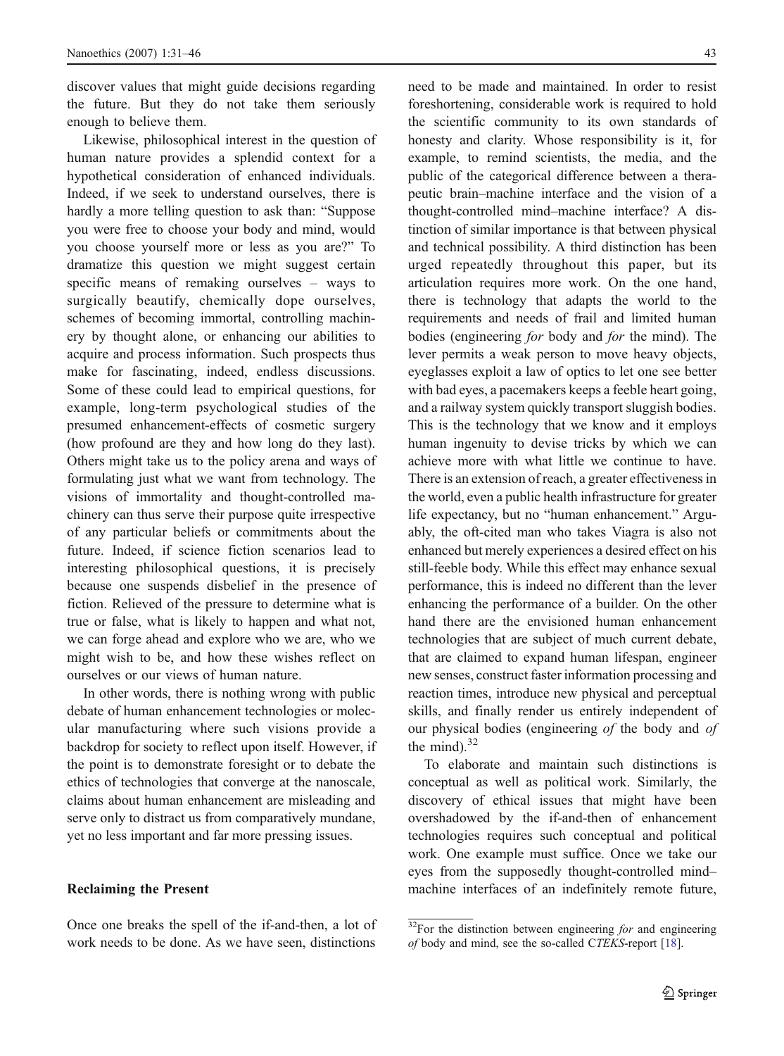discover values that might guide decisions regarding the future. But they do not take them seriously enough to believe them.

Likewise, philosophical interest in the question of human nature provides a splendid context for a hypothetical consideration of enhanced individuals. Indeed, if we seek to understand ourselves, there is hardly a more telling question to ask than: "Suppose you were free to choose your body and mind, would you choose yourself more or less as you are?" To dramatize this question we might suggest certain specific means of remaking ourselves – ways to surgically beautify, chemically dope ourselves, schemes of becoming immortal, controlling machinery by thought alone, or enhancing our abilities to acquire and process information. Such prospects thus make for fascinating, indeed, endless discussions. Some of these could lead to empirical questions, for example, long-term psychological studies of the presumed enhancement-effects of cosmetic surgery (how profound are they and how long do they last). Others might take us to the policy arena and ways of formulating just what we want from technology. The visions of immortality and thought-controlled machinery can thus serve their purpose quite irrespective of any particular beliefs or commitments about the future. Indeed, if science fiction scenarios lead to interesting philosophical questions, it is precisely because one suspends disbelief in the presence of fiction. Relieved of the pressure to determine what is true or false, what is likely to happen and what not, we can forge ahead and explore who we are, who we might wish to be, and how these wishes reflect on ourselves or our views of human nature.

In other words, there is nothing wrong with public debate of human enhancement technologies or molecular manufacturing where such visions provide a backdrop for society to reflect upon itself. However, if the point is to demonstrate foresight or to debate the ethics of technologies that converge at the nanoscale, claims about human enhancement are misleading and serve only to distract us from comparatively mundane, yet no less important and far more pressing issues.

## Reclaiming the Present

Once one breaks the spell of the if-and-then, a lot of work needs to be done. As we have seen, distinctions need to be made and maintained. In order to resist foreshortening, considerable work is required to hold the scientific community to its own standards of honesty and clarity. Whose responsibility is it, for example, to remind scientists, the media, and the public of the categorical difference between a therapeutic brain–machine interface and the vision of a thought-controlled mind–machine interface? A distinction of similar importance is that between physical and technical possibility. A third distinction has been urged repeatedly throughout this paper, but its articulation requires more work. On the one hand, there is technology that adapts the world to the requirements and needs of frail and limited human bodies (engineering *for* body and *for* the mind). The lever permits a weak person to move heavy objects, eyeglasses exploit a law of optics to let one see better with bad eyes, a pacemakers keeps a feeble heart going, and a railway system quickly transport sluggish bodies. This is the technology that we know and it employs human ingenuity to devise tricks by which we can achieve more with what little we continue to have. There is an extension of reach, a greater effectiveness in the world, even a public health infrastructure for greater life expectancy, but no "human enhancement." Arguably, the oft-cited man who takes Viagra is also not enhanced but merely experiences a desired effect on his still-feeble body. While this effect may enhance sexual performance, this is indeed no different than the lever enhancing the performance of a builder. On the other hand there are the envisioned human enhancement technologies that are subject of much current debate, that are claimed to expand human lifespan, engineer new senses, construct faster information processing and reaction times, introduce new physical and perceptual skills, and finally render us entirely independent of our physical bodies (engineering *of* the body and *of* the mind).[32]

To elaborate and maintain such distinctions is conceptual as well as political work. Similarly, the discovery of ethical issues that might have been overshadowed by the if-and-then of enhancement technologies requires such conceptual and political work. One example must suffice. Once we take our eyes from the supposedly thought-controlled mind–machine interfaces of an indefinitely remote future,

[32] For the distinction between engineering *for* and engineering *of* body and mind, see the so-called C*TEKS*-report [18].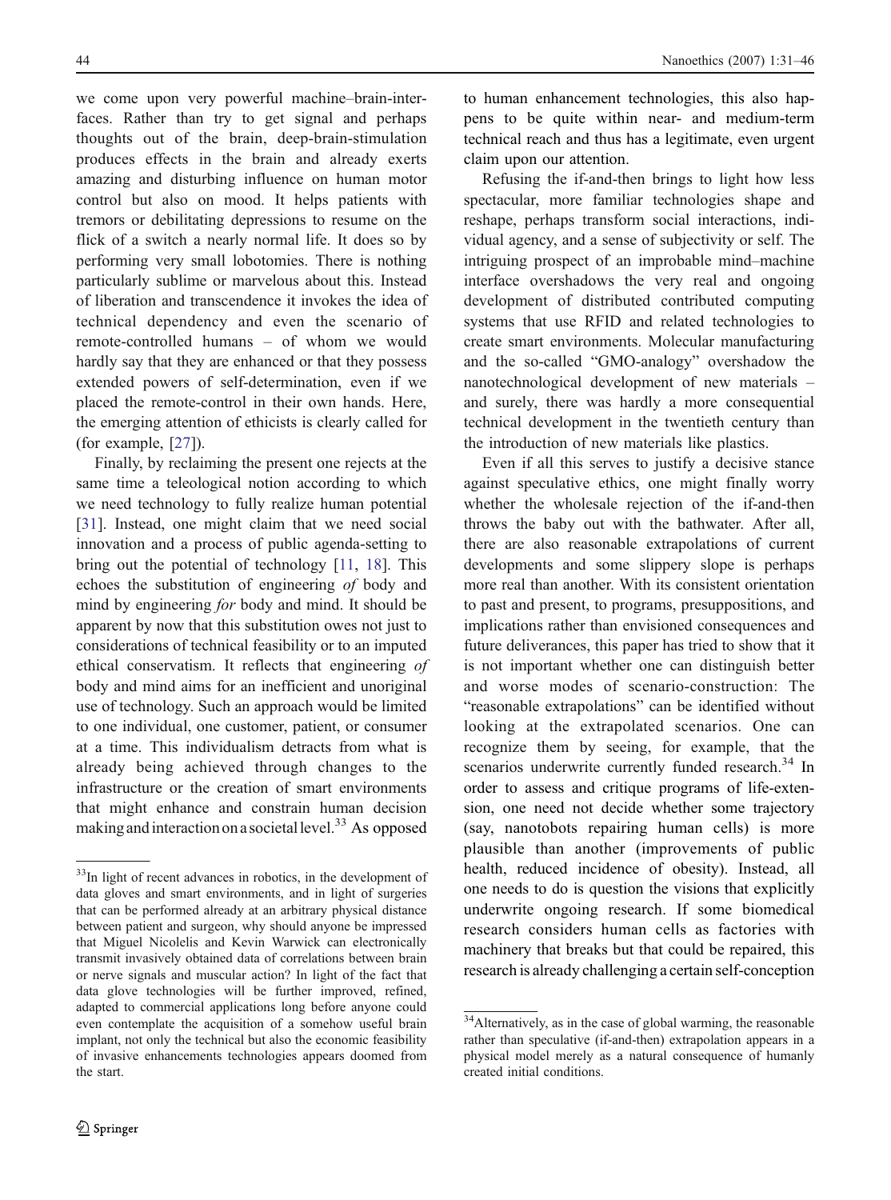we come upon very powerful machine–brain-interfaces. Rather than try to get signal and perhaps thoughts out of the brain, deep-brain-stimulation produces effects in the brain and already exerts amazing and disturbing influence on human motor control but also on mood. It helps patients with tremors or debilitating depressions to resume on the flick of a switch a nearly normal life. It does so by performing very small lobotomies. There is nothing particularly sublime or marvelous about this. Instead of liberation and transcendence it invokes the idea of technical dependency and even the scenario of remote-controlled humans – of whom we would hardly say that they are enhanced or that they possess extended powers of self-determination, even if we placed the remote-control in their own hands. Here, the emerging attention of ethicists is clearly called for (for example, [27]).

Finally, by reclaiming the present one rejects at the same time a teleological notion according to which we need technology to fully realize human potential [31]. Instead, one might claim that we need social innovation and a process of public agenda-setting to bring out the potential of technology [11, 18]. This echoes the substitution of engineering *of* body and mind by engineering *for* body and mind. It should be apparent by now that this substitution owes not just to considerations of technical feasibility or to an imputed ethical conservatism. It reflects that engineering *of* body and mind aims for an inefficient and unoriginal use of technology. Such an approach would be limited to one individual, one customer, patient, or consumer at a time. This individualism detracts from what is already being achieved through changes to the infrastructure or the creation of smart environments that might enhance and constrain human decision making and interaction on a societal level.[33] As opposed to human enhancement technologies, this also happens to be quite within near- and medium-term technical reach and thus has a legitimate, even urgent claim upon our attention.

Refusing the if-and-then brings to light how less spectacular, more familiar technologies shape and reshape, perhaps transform social interactions, individual agency, and a sense of subjectivity or self. The intriguing prospect of an improbable mind–machine interface overshadows the very real and ongoing development of distributed contributed computing systems that use RFID and related technologies to create smart environments. Molecular manufacturing and the so-called "GMO-analogy" overshadow the nanotechnological development of new materials – and surely, there was hardly a more consequential technical development in the twentieth century than the introduction of new materials like plastics.

Even if all this serves to justify a decisive stance against speculative ethics, one might finally worry whether the wholesale rejection of the if-and-then throws the baby out with the bathwater. After all, there are also reasonable extrapolations of current developments and some slippery slope is perhaps more real than another. With its consistent orientation to past and present, to programs, presuppositions, and implications rather than envisioned consequences and future deliverances, this paper has tried to show that it is not important whether one can distinguish better and worse modes of scenario-construction: The "reasonable extrapolations" can be identified without looking at the extrapolated scenarios. One can recognize them by seeing, for example, that the scenarios underwrite currently funded research.[34] In order to assess and critique programs of life-extension, one need not decide whether some trajectory (say, nanotobots repairing human cells) is more plausible than another (improvements of public health, reduced incidence of obesity). Instead, all one needs to do is question the visions that explicitly underwrite ongoing research. If some biomedical research considers human cells as factories with machinery that breaks but that could be repaired, this research is already challenging a certain self-conception

[33] In light of recent advances in robotics, in the development of data gloves and smart environments, and in light of surgeries that can be performed already at an arbitrary physical distance between patient and surgeon, why should anyone be impressed that Miguel Nicolelis and Kevin Warwick can electronically transmit invasively obtained data of correlations between brain or nerve signals and muscular action? In light of the fact that data glove technologies will be further improved, refined, adapted to commercial applications long before anyone could even contemplate the acquisition of a somehow useful brain implant, not only the technical but also the economic feasibility of invasive enhancements technologies appears doomed from the start.

[34] Alternatively, as in the case of global warming, the reasonable rather than speculative (if-and-then) extrapolation appears in a physical model merely as a natural consequence of humanly created initial conditions.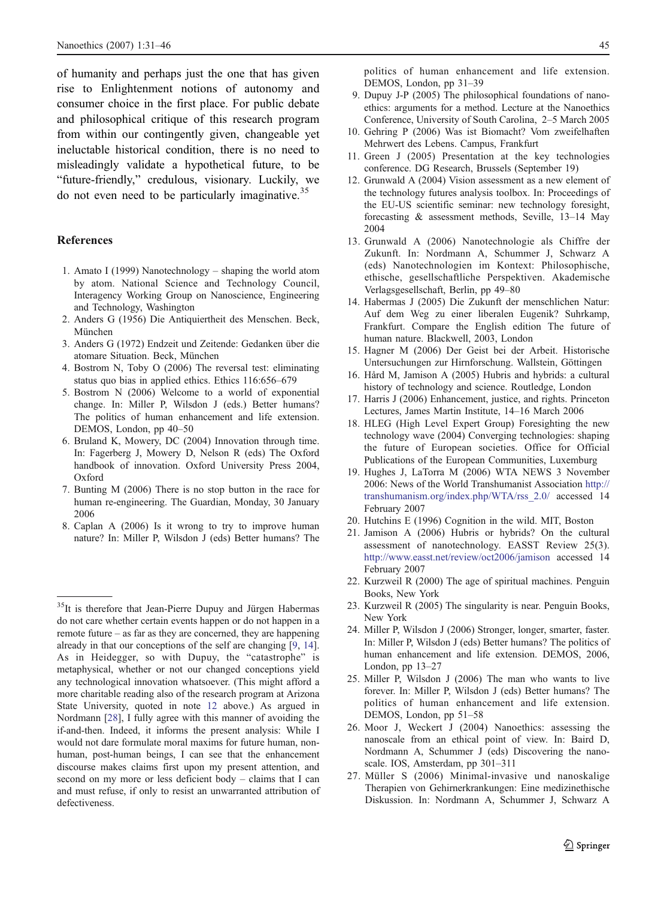of humanity and perhaps just the one that has given rise to Enlightenment notions of autonomy and consumer choice in the first place. For public debate and philosophical critique of this research program from within our contingently given, changeable yet ineluctable historical condition, there is no need to misleadingly validate a hypothetical future, to be "future-friendly," credulous, visionary. Luckily, we do not even need to be particularly imaginative.[35]

## References

1. Amato I (1999) Nanotechnology – shaping the world atom by atom. National Science and Technology Council, Interagency Working Group on Nanoscience, Engineering and Technology, Washington
2. Anders G (1956) Die Antiquiertheit des Menschen. Beck, München
3. Anders G (1972) Endzeit und Zeitende: Gedanken über die atomare Situation. Beck, München
4. Bostrom N, Toby O (2006) The reversal test: eliminating status quo bias in applied ethics. Ethics 116:656–679
5. Bostrom N (2006) Welcome to a world of exponential change. In: Miller P, Wilsdon J (eds.) Better humans? The politics of human enhancement and life extension. DEMOS, London, pp 40–50
6. Bruland K, Mowery, DC (2004) Innovation through time. In: Fagerberg J, Mowery D, Nelson R (eds) The Oxford handbook of innovation. Oxford University Press 2004, Oxford
7. Bunting M (2006) There is no stop button in the race for human re-engineering. The Guardian, Monday, 30 January 2006
8. Caplan A (2006) Is it wrong to try to improve human nature? In: Miller P, Wilsdon J (eds) Better humans? The politics of human enhancement and life extension. DEMOS, London, pp 31–39
9. Dupuy J-P (2005) The philosophical foundations of nanoethics: arguments for a method. Lecture at the Nanoethics Conference, University of South Carolina, 2–5 March 2005
10. Gehring P (2006) Was ist Biomacht? Vom zweifelhaften Mehrwert des Lebens. Campus, Frankfurt
11. Green J (2005) Presentation at the key technologies conference. DG Research, Brussels (September 19)
12. Grunwald A (2004) Vision assessment as a new element of the technology futures analysis toolbox. In: Proceedings of the EU-US scientific seminar: new technology foresight, forecasting & assessment methods, Seville, 13–14 May 2004
13. Grunwald A (2006) Nanotechnologie als Chiffre der Zukunft. In: Nordmann A, Schummer J, Schwarz A (eds) Nanotechnologien im Kontext: Philosophische, ethische, gesellschaftliche Perspektiven. Akademische Verlagsgesellschaft, Berlin, pp 49–80
14. Habermas J (2005) Die Zukunft der menschlichen Natur: Auf dem Weg zu einer liberalen Eugenik? Suhrkamp, Frankfurt. Compare the English edition The future of human nature. Blackwell, 2003, London
15. Hagner M (2006) Der Geist bei der Arbeit. Historische Untersuchungen zur Hirnforschung. Wallstein, Göttingen
16. Hård M, Jamison A (2005) Hubris and hybrids: a cultural history of technology and science. Routledge, London
17. Harris J (2006) Enhancement, justice, and rights. Princeton Lectures, James Martin Institute, 14–16 March 2006
18. HLEG (High Level Expert Group) (2004) Foresighting the new technology wave (2004) Converging technologies: shaping the future of European societies. Office for Official Publications of the European Communities, Luxemburg
19. Hughes J, LaTorra M (2006) WTA NEWS 3 November 2006: News of the World Transhumanist Association http://transhumanism.org/index.php/WTA/rss_2.0/ accessed 14 February 2007
20. Hutchins E (1996) Cognition in the wild. MIT, Boston
21. Jamison A (2006) Hubris or hybrids? On the cultural assessment of nanotechnology. EASST Review 25(3). http://www.easst.net/review/oct2006/jamison accessed 14 February 2007
22. Kurzweil R (2000) The age of spiritual machines. Penguin Books, New York
23. Kurzweil R (2005) The singularity is near. Penguin Books, New York
24. Miller P, Wilsdon J (2006) Stronger, longer, smarter, faster. In: Miller P, Wilsdon J (eds) Better humans? The politics of human enhancement and life extension. DEMOS, 2006, London, pp 13–27
25. Miller P, Wilsdon J (2006) The man who wants to live forever. In: Miller P, Wilsdon J (eds) Better humans? The politics of human enhancement and life extension. DEMOS, London, pp 51–58
26. Moor J, Weckert J (2004) Nanoethics: assessing the nanoscale from an ethical point of view. In: Baird D, Nordmann A, Schummer J (eds) Discovering the nanoscale. IOS, Amsterdam, pp 301–311
27. Müller S (2006) Minimal-invasive und nanoskalige Therapien von Gehirnerkrankungen: Eine medizinethische Diskussion. In: Nordmann A, Schummer J, Schwarz A

---

[35] It is therefore that Jean-Pierre Dupuy and Jürgen Habermas do not care whether certain events happen or do not happen in a remote future – as far as they are concerned, they are happening already in that our conceptions of the self are changing [9, 14]. As in Heidegger, so with Dupuy, the "catastrophe" is metaphysical, whether or not our changed conceptions yield any technological innovation whatsoever. (This might afford a more charitable reading also of the research program at Arizona State University, quoted in note 12 above.) As argued in Nordmann [28], I fully agree with this manner of avoiding the if-and-then. Indeed, it informs the present analysis: While I would not dare formulate moral maxims for future human, non-human, post-human beings, I can see that the enhancement discourse makes claims first upon my present attention, and second on my more or less deficient body – claims that I can and must refuse, if only to resist an unwarranted attribution of defectiveness.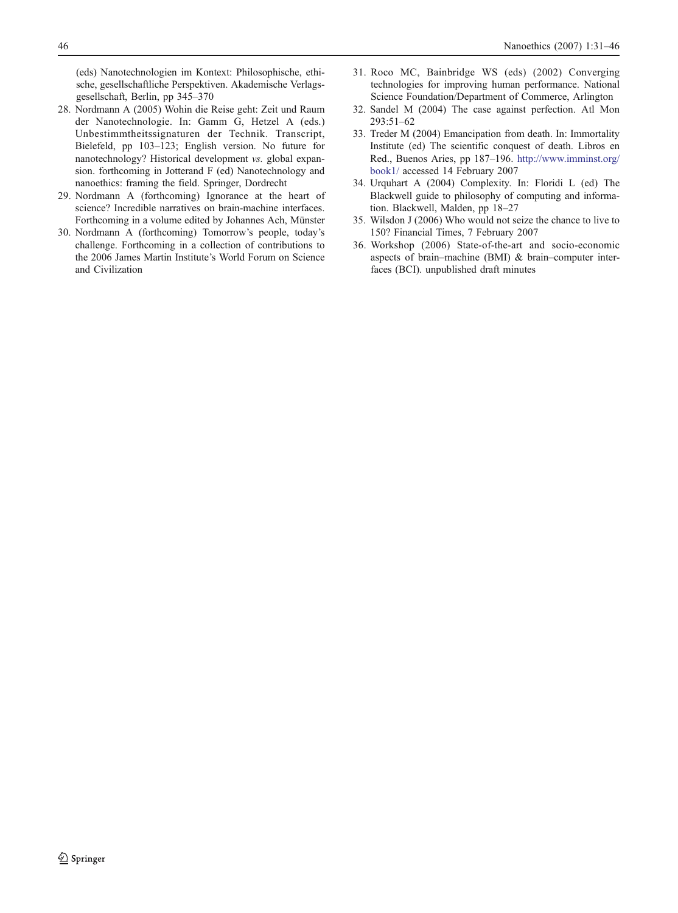(eds) Nanotechnologien im Kontext: Philosophische, ethische, gesellschaftliche Perspektiven. Akademische Verlagsgesellschaft, Berlin, pp 345–370

28. Nordmann A (2005) Wohin die Reise geht: Zeit und Raum der Nanotechnologie. In: Gamm G, Hetzel A (eds.) Unbestimmtheitssignaturen der Technik. Transcript, Bielefeld, pp 103–123; English version. No future for nanotechnology? Historical development *vs.* global expansion. forthcoming in Jotterand F (ed) Nanotechnology and nanoethics: framing the field. Springer, Dordrecht
29. Nordmann A (forthcoming) Ignorance at the heart of science? Incredible narratives on brain-machine interfaces. Forthcoming in a volume edited by Johannes Ach, Münster
30. Nordmann A (forthcoming) Tomorrow's people, today's challenge. Forthcoming in a collection of contributions to the 2006 James Martin Institute's World Forum on Science and Civilization
31. Roco MC, Bainbridge WS (eds) (2002) Converging technologies for improving human performance. National Science Foundation/Department of Commerce, Arlington
32. Sandel M (2004) The case against perfection. Atl Mon 293:51–62
33. Treder M (2004) Emancipation from death. In: Immortality Institute (ed) The scientific conquest of death. Libros en Red., Buenos Aries, pp 187–196. http://www.imminst.org/book1/ accessed 14 February 2007
34. Urquhart A (2004) Complexity. In: Floridi L (ed) The Blackwell guide to philosophy of computing and information. Blackwell, Malden, pp 18–27
35. Wilsdon J (2006) Who would not seize the chance to live to 150? Financial Times, 7 February 2007
36. Workshop (2006) State-of-the-art and socio-economic aspects of brain–machine (BMI) & brain–computer interfaces (BCI). unpublished draft minutes